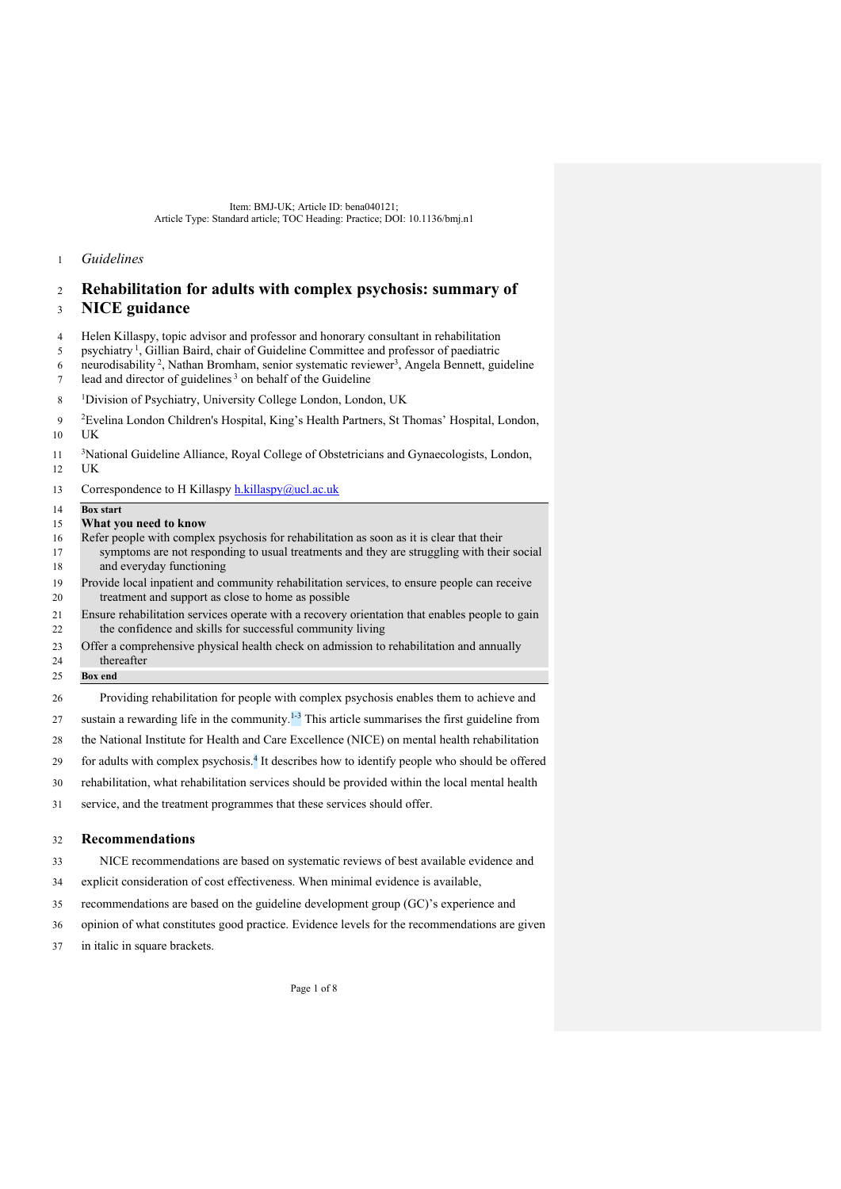*Guidelines*

# Rehabilitation for adults with complex psychosis: summary of NICE guidance

Helen Killaspy, topic advisor and professor and honorary consultant in rehabilitation psychiatry [1], Gillian Baird, chair of Guideline Committee and professor of paediatric neurodisability [2], Nathan Bromham, senior systematic reviewer [3], Angela Bennett, guideline lead and director of guidelines [3] on behalf of the Guideline

[1]Division of Psychiatry, University College London, London, UK

[2]Evelina London Children's Hospital, King's Health Partners, St Thomas' Hospital, London, UK

[3]National Guideline Alliance, Royal College of Obstetricians and Gynaecologists, London, UK

Correspondence to H Killaspy h.killaspy@ucl.ac.uk

**Box start**

**What you need to know**

- Refer people with complex psychosis for rehabilitation as soon as it is clear that their symptoms are not responding to usual treatments and they are struggling with their social and everyday functioning
- Provide local inpatient and community rehabilitation services, to ensure people can receive treatment and support as close to home as possible
- Ensure rehabilitation services operate with a recovery orientation that enables people to gain the confidence and skills for successful community living
- Offer a comprehensive physical health check on admission to rehabilitation and annually thereafter

**Box end**

Providing rehabilitation for people with complex psychosis enables them to achieve and sustain a rewarding life in the community.[1-3] This article summarises the first guideline from the National Institute for Health and Care Excellence (NICE) on mental health rehabilitation for adults with complex psychosis.[4] It describes how to identify people who should be offered rehabilitation, what rehabilitation services should be provided within the local mental health service, and the treatment programmes that these services should offer.

## Recommendations

NICE recommendations are based on systematic reviews of best available evidence and explicit consideration of cost effectiveness. When minimal evidence is available, recommendations are based on the guideline development group (GC)'s experience and opinion of what constitutes good practice. Evidence levels for the recommendations are given in italic in square brackets.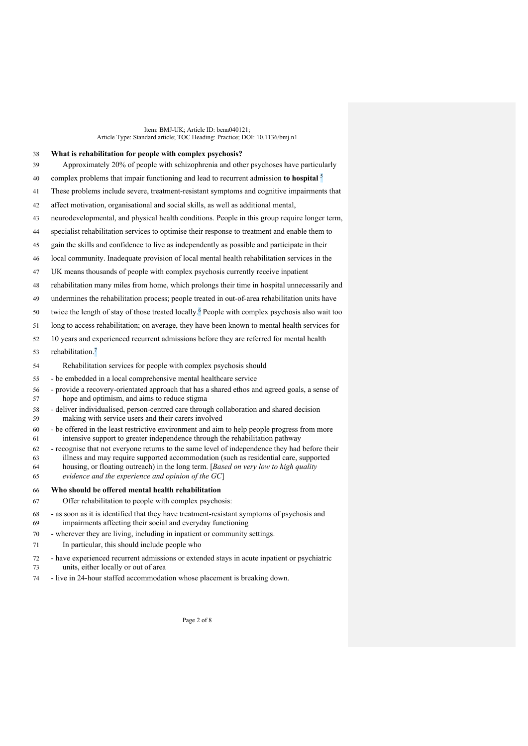## What is rehabilitation for people with complex psychosis?

Approximately 20% of people with schizophrenia and other psychoses have particularly complex problems that impair functioning and lead to recurrent admission **to hospital** [5] These problems include severe, treatment-resistant symptoms and cognitive impairments that affect motivation, organisational and social skills, as well as additional mental, neurodevelopmental, and physical health conditions. People in this group require longer term, specialist rehabilitation services to optimise their response to treatment and enable them to gain the skills and confidence to live as independently as possible and participate in their local community. Inadequate provision of local mental health rehabilitation services in the UK means thousands of people with complex psychosis currently receive inpatient rehabilitation many miles from home, which prolongs their time in hospital unnecessarily and undermines the rehabilitation process; people treated in out-of-area rehabilitation units have twice the length of stay of those treated locally.[6] People with complex psychosis also wait too long to access rehabilitation; on average, they have been known to mental health services for 10 years and experienced recurrent admissions before they are referred for mental health rehabilitation.[7]

Rehabilitation services for people with complex psychosis should

- be embedded in a local comprehensive mental healthcare service
- provide a recovery-orientated approach that has a shared ethos and agreed goals, a sense of hope and optimism, and aims to reduce stigma
- deliver individualised, person-centred care through collaboration and shared decision making with service users and their carers involved
- be offered in the least restrictive environment and aim to help people progress from more intensive support to greater independence through the rehabilitation pathway
- recognise that not everyone returns to the same level of independence they had before their illness and may require supported accommodation (such as residential care, supported housing, or floating outreach) in the long term. [*Based on very low to high quality evidence and the experience and opinion of the GC*]

## Who should be offered mental health rehabilitation

Offer rehabilitation to people with complex psychosis:

- as soon as it is identified that they have treatment-resistant symptoms of psychosis and impairments affecting their social and everyday functioning
- wherever they are living, including in inpatient or community settings.

In particular, this should include people who

- have experienced recurrent admissions or extended stays in acute inpatient or psychiatric units, either locally or out of area
- live in 24-hour staffed accommodation whose placement is breaking down.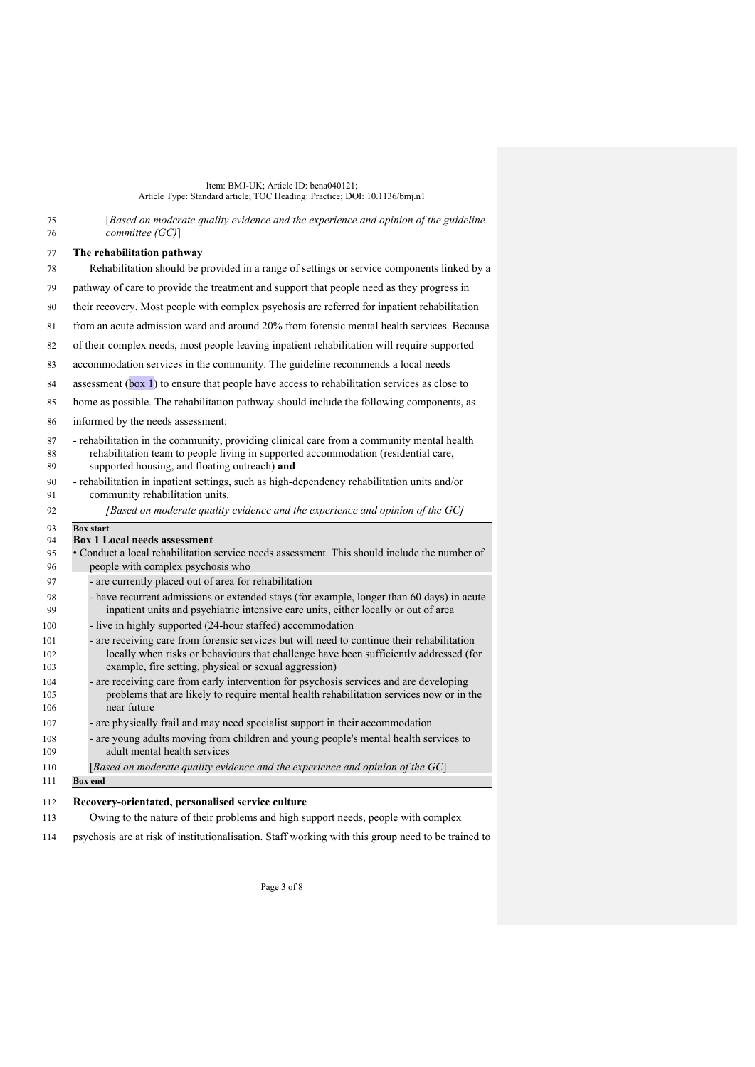[*Based on moderate quality evidence and the experience and opinion of the guideline committee (GC)*]

### The rehabilitation pathway

Rehabilitation should be provided in a range of settings or service components linked by a pathway of care to provide the treatment and support that people need as they progress in their recovery. Most people with complex psychosis are referred for inpatient rehabilitation from an acute admission ward and around 20% from forensic mental health services. Because of their complex needs, most people leaving inpatient rehabilitation will require supported accommodation services in the community. The guideline recommends a local needs assessment (box 1) to ensure that people have access to rehabilitation services as close to home as possible. The rehabilitation pathway should include the following components, as informed by the needs assessment:

- rehabilitation in the community, providing clinical care from a community mental health rehabilitation team to people living in supported accommodation (residential care, supported housing, and floating outreach) **and**
- rehabilitation in inpatient settings, such as high-dependency rehabilitation units and/or community rehabilitation units.

*[Based on moderate quality evidence and the experience and opinion of the GC]*

**Box start**

**Box 1 Local needs assessment**

- Conduct a local rehabilitation service needs assessment. This should include the number of people with complex psychosis who
  - are currently placed out of area for rehabilitation
  - have recurrent admissions or extended stays (for example, longer than 60 days) in acute inpatient units and psychiatric intensive care units, either locally or out of area
  - live in highly supported (24-hour staffed) accommodation
  - are receiving care from forensic services but will need to continue their rehabilitation locally when risks or behaviours that challenge have been sufficiently addressed (for example, fire setting, physical or sexual aggression)
  - are receiving care from early intervention for psychosis services and are developing problems that are likely to require mental health rehabilitation services now or in the near future
  - are physically frail and may need specialist support in their accommodation
  - are young adults moving from children and young people's mental health services to adult mental health services

[*Based on moderate quality evidence and the experience and opinion of the GC*]

**Box end**

### Recovery-orientated, personalised service culture

Owing to the nature of their problems and high support needs, people with complex psychosis are at risk of institutionalisation. Staff working with this group need to be trained to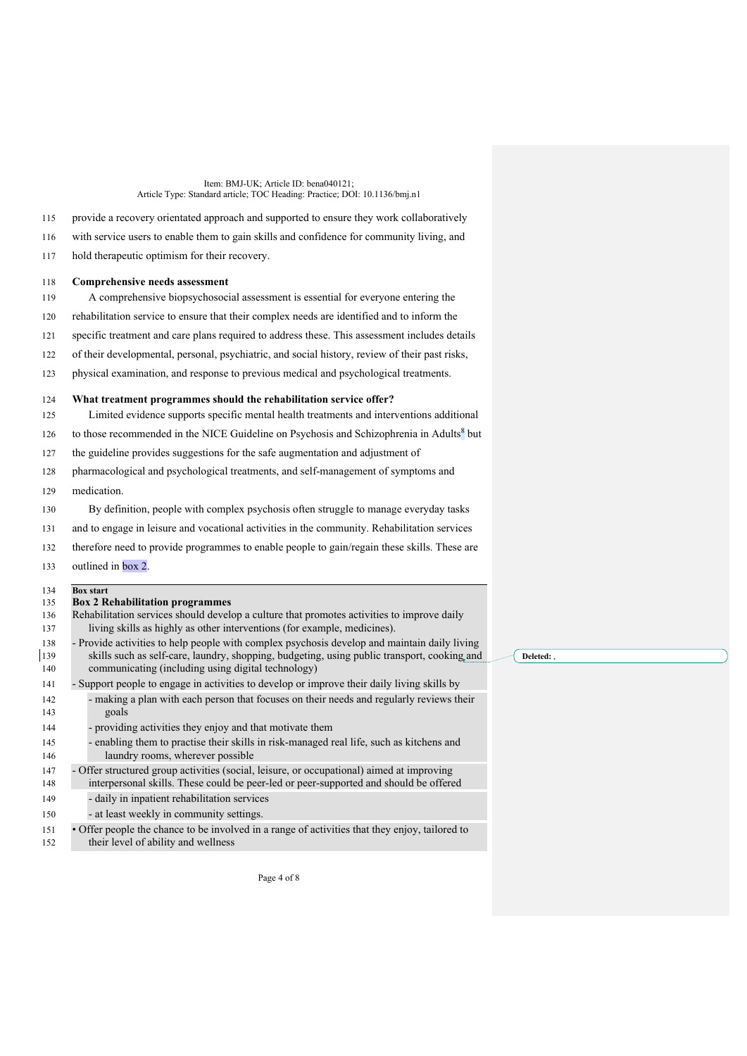provide a recovery orientated approach and supported to ensure they work collaboratively with service users to enable them to gain skills and confidence for community living, and hold therapeutic optimism for their recovery.

### Comprehensive needs assessment

A comprehensive biopsychosocial assessment is essential for everyone entering the rehabilitation service to ensure that their complex needs are identified and to inform the specific treatment and care plans required to address these. This assessment includes details of their developmental, personal, psychiatric, and social history, review of their past risks, physical examination, and response to previous medical and psychological treatments.

### What treatment programmes should the rehabilitation service offer?

Limited evidence supports specific mental health treatments and interventions additional to those recommended in the NICE Guideline on Psychosis and Schizophrenia in Adults[8] but the guideline provides suggestions for the safe augmentation and adjustment of pharmacological and psychological treatments, and self-management of symptoms and medication.

By definition, people with complex psychosis often struggle to manage everyday tasks and to engage in leisure and vocational activities in the community. Rehabilitation services therefore need to provide programmes to enable people to gain/regain these skills. These are outlined in box 2.

**Box start**

**Box 2 Rehabilitation programmes**

Rehabilitation services should develop a culture that promotes activities to improve daily living skills as highly as other interventions (for example, medicines).

- Provide activities to help people with complex psychosis develop and maintain daily living skills such as self-care, laundry, shopping, budgeting, using public transport, cooking and communicating (including using digital technology)
- Support people to engage in activities to develop or improve their daily living skills by
    - making a plan with each person that focuses on their needs and regularly reviews their goals
    - providing activities they enjoy and that motivate them
    - enabling them to practise their skills in risk-managed real life, such as kitchens and laundry rooms, wherever possible
- Offer structured group activities (social, leisure, or occupational) aimed at improving interpersonal skills. These could be peer-led or peer-supported and should be offered
    - daily in inpatient rehabilitation services
    - at least weekly in community settings.
- Offer people the chance to be involved in a range of activities that they enjoy, tailored to their level of ability and wellness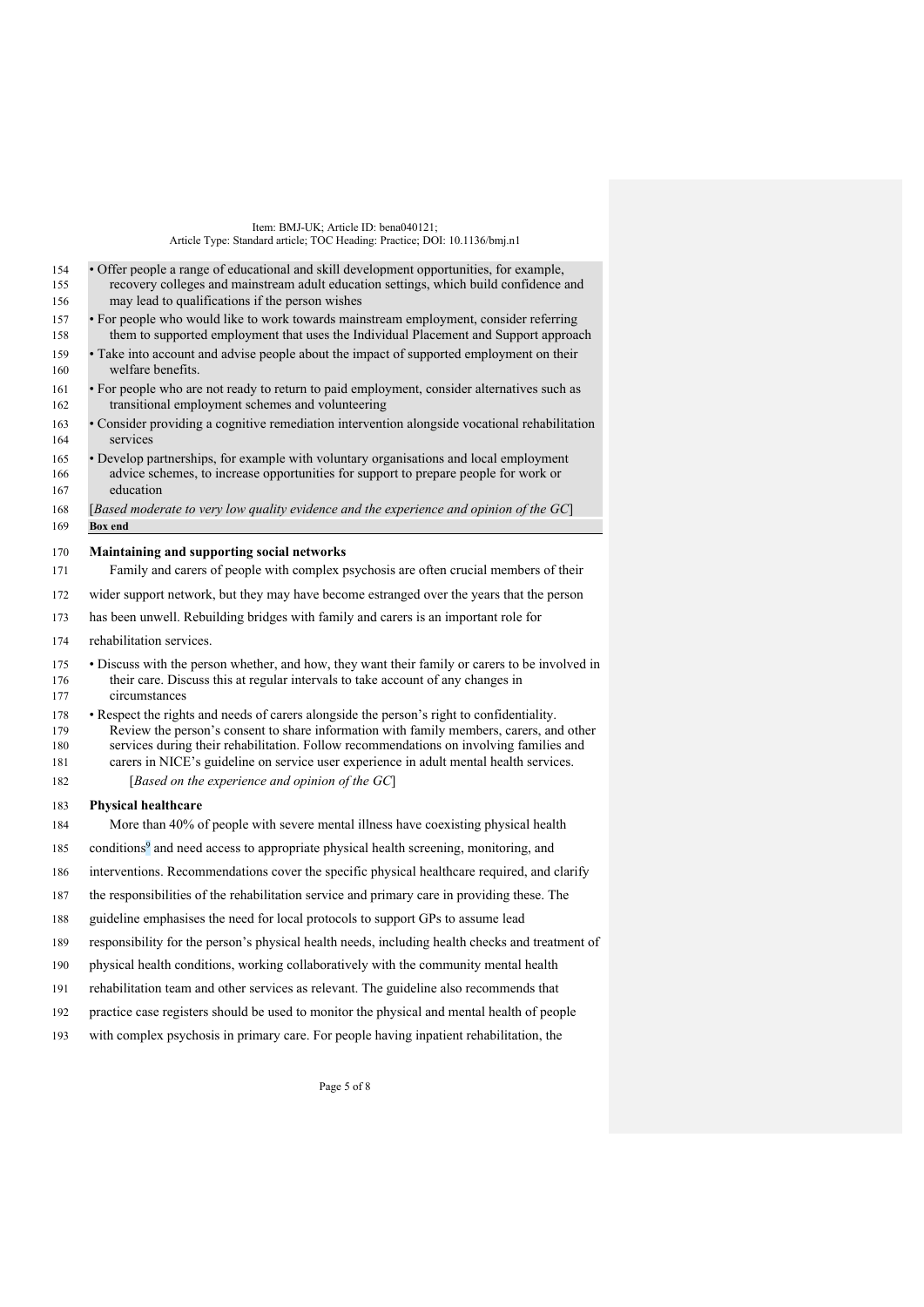- Offer people a range of educational and skill development opportunities, for example, recovery colleges and mainstream adult education settings, which build confidence and may lead to qualifications if the person wishes
- For people who would like to work towards mainstream employment, consider referring them to supported employment that uses the Individual Placement and Support approach
- Take into account and advise people about the impact of supported employment on their welfare benefits.
- For people who are not ready to return to paid employment, consider alternatives such as transitional employment schemes and volunteering
- Consider providing a cognitive remediation intervention alongside vocational rehabilitation services
- Develop partnerships, for example with voluntary organisations and local employment advice schemes, to increase opportunities for support to prepare people for work or education

[*Based moderate to very low quality evidence and the experience and opinion of the GC*]

**Box end**

**Maintaining and supporting social networks**

Family and carers of people with complex psychosis are often crucial members of their wider support network, but they may have become estranged over the years that the person has been unwell. Rebuilding bridges with family and carers is an important role for rehabilitation services.

- Discuss with the person whether, and how, they want their family or carers to be involved in their care. Discuss this at regular intervals to take account of any changes in circumstances
- Respect the rights and needs of carers alongside the person's right to confidentiality. Review the person's consent to share information with family members, carers, and other services during their rehabilitation. Follow recommendations on involving families and carers in NICE's guideline on service user experience in adult mental health services.

[*Based on the experience and opinion of the GC*]

**Physical healthcare**

More than 40% of people with severe mental illness have coexisting physical health conditions[9] and need access to appropriate physical health screening, monitoring, and interventions. Recommendations cover the specific physical healthcare required, and clarify the responsibilities of the rehabilitation service and primary care in providing these. The guideline emphasises the need for local protocols to support GPs to assume lead responsibility for the person's physical health needs, including health checks and treatment of physical health conditions, working collaboratively with the community mental health rehabilitation team and other services as relevant. The guideline also recommends that practice case registers should be used to monitor the physical and mental health of people with complex psychosis in primary care. For people having inpatient rehabilitation, the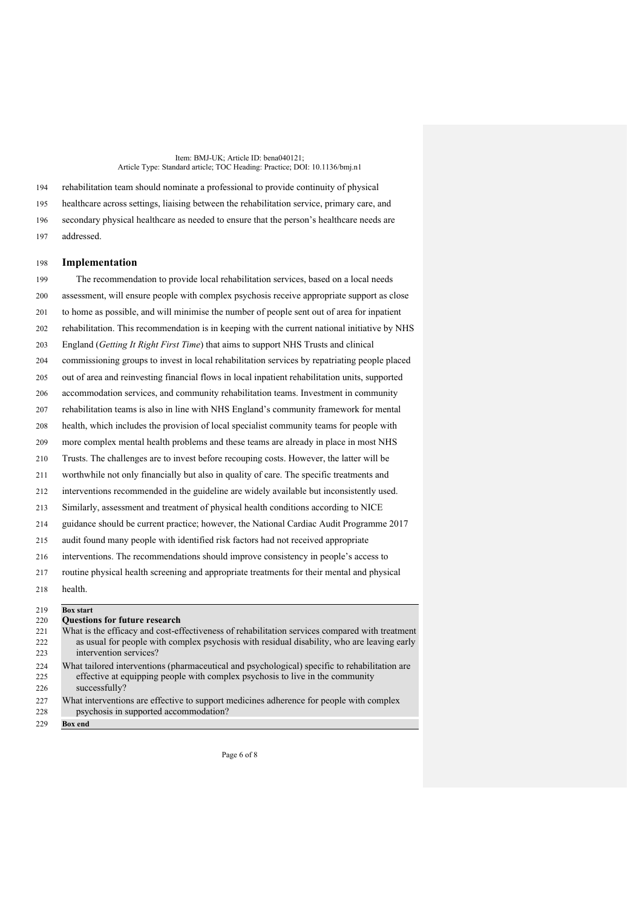rehabilitation team should nominate a professional to provide continuity of physical healthcare across settings, liaising between the rehabilitation service, primary care, and secondary physical healthcare as needed to ensure that the person's healthcare needs are addressed.

## Implementation

The recommendation to provide local rehabilitation services, based on a local needs assessment, will ensure people with complex psychosis receive appropriate support as close to home as possible, and will minimise the number of people sent out of area for inpatient rehabilitation. This recommendation is in keeping with the current national initiative by NHS England (*Getting It Right First Time*) that aims to support NHS Trusts and clinical commissioning groups to invest in local rehabilitation services by repatriating people placed out of area and reinvesting financial flows in local inpatient rehabilitation units, supported accommodation services, and community rehabilitation teams. Investment in community rehabilitation teams is also in line with NHS England's community framework for mental health, which includes the provision of local specialist community teams for people with more complex mental health problems and these teams are already in place in most NHS Trusts. The challenges are to invest before recouping costs. However, the latter will be worthwhile not only financially but also in quality of care. The specific treatments and interventions recommended in the guideline are widely available but inconsistently used. Similarly, assessment and treatment of physical health conditions according to NICE guidance should be current practice; however, the National Cardiac Audit Programme 2017 audit found many people with identified risk factors had not received appropriate interventions. The recommendations should improve consistency in people's access to routine physical health screening and appropriate treatments for their mental and physical health.

**Box start**

**Questions for future research**

- What is the efficacy and cost-effectiveness of rehabilitation services compared with treatment as usual for people with complex psychosis with residual disability, who are leaving early intervention services?
- What tailored interventions (pharmaceutical and psychological) specific to rehabilitation are effective at equipping people with complex psychosis to live in the community successfully?
- What interventions are effective to support medicines adherence for people with complex psychosis in supported accommodation?

**Box end**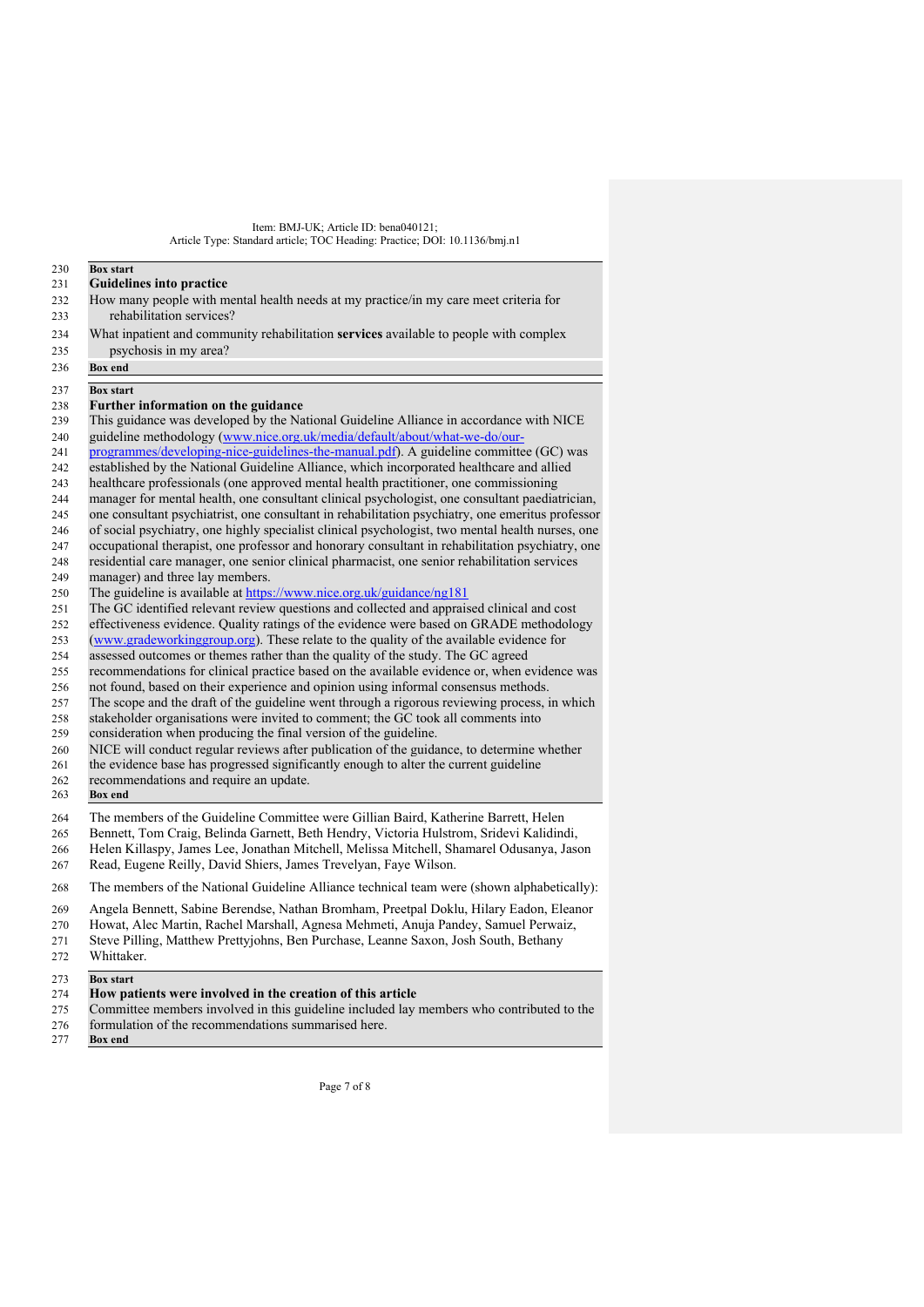Box start

### Guidelines into practice

How many people with mental health needs at my practice/in my care meet criteria for rehabilitation services?

What inpatient and community rehabilitation **services** available to people with complex psychosis in my area?

Box end

Box start

### Further information on the guidance

This guidance was developed by the National Guideline Alliance in accordance with NICE guideline methodology (www.nice.org.uk/media/default/about/what-we-do/our-programmes/developing-nice-guidelines-the-manual.pdf). A guideline committee (GC) was established by the National Guideline Alliance, which incorporated healthcare and allied healthcare professionals (one approved mental health practitioner, one commissioning manager for mental health, one consultant clinical psychologist, one consultant paediatrician, one consultant psychiatrist, one consultant in rehabilitation psychiatry, one emeritus professor of social psychiatry, one highly specialist clinical psychologist, two mental health nurses, one occupational therapist, one professor and honorary consultant in rehabilitation psychiatry, one residential care manager, one senior clinical pharmacist, one senior rehabilitation services manager) and three lay members.

The guideline is available at https://www.nice.org.uk/guidance/ng181

The GC identified relevant review questions and collected and appraised clinical and cost effectiveness evidence. Quality ratings of the evidence were based on GRADE methodology (www.gradeworkinggroup.org). These relate to the quality of the available evidence for assessed outcomes or themes rather than the quality of the study. The GC agreed recommendations for clinical practice based on the available evidence or, when evidence was not found, based on their experience and opinion using informal consensus methods.

The scope and the draft of the guideline went through a rigorous reviewing process, in which stakeholder organisations were invited to comment; the GC took all comments into consideration when producing the final version of the guideline.

NICE will conduct regular reviews after publication of the guidance, to determine whether the evidence base has progressed significantly enough to alter the current guideline recommendations and require an update.

Box end

The members of the Guideline Committee were Gillian Baird, Katherine Barrett, Helen Bennett, Tom Craig, Belinda Garnett, Beth Hendry, Victoria Hulstrom, Sridevi Kalidindi, Helen Killaspy, James Lee, Jonathan Mitchell, Melissa Mitchell, Shamarel Odusanya, Jason Read, Eugene Reilly, David Shiers, James Trevelyan, Faye Wilson.

The members of the National Guideline Alliance technical team were (shown alphabetically):

Angela Bennett, Sabine Berendse, Nathan Bromham, Preetpal Doklu, Hilary Eadon, Eleanor Howat, Alec Martin, Rachel Marshall, Agnesa Mehmeti, Anuja Pandey, Samuel Perwaiz, Steve Pilling, Matthew Prettyjohns, Ben Purchase, Leanne Saxon, Josh South, Bethany Whittaker.

Box start

### How patients were involved in the creation of this article

Committee members involved in this guideline included lay members who contributed to the formulation of the recommendations summarised here.

Box end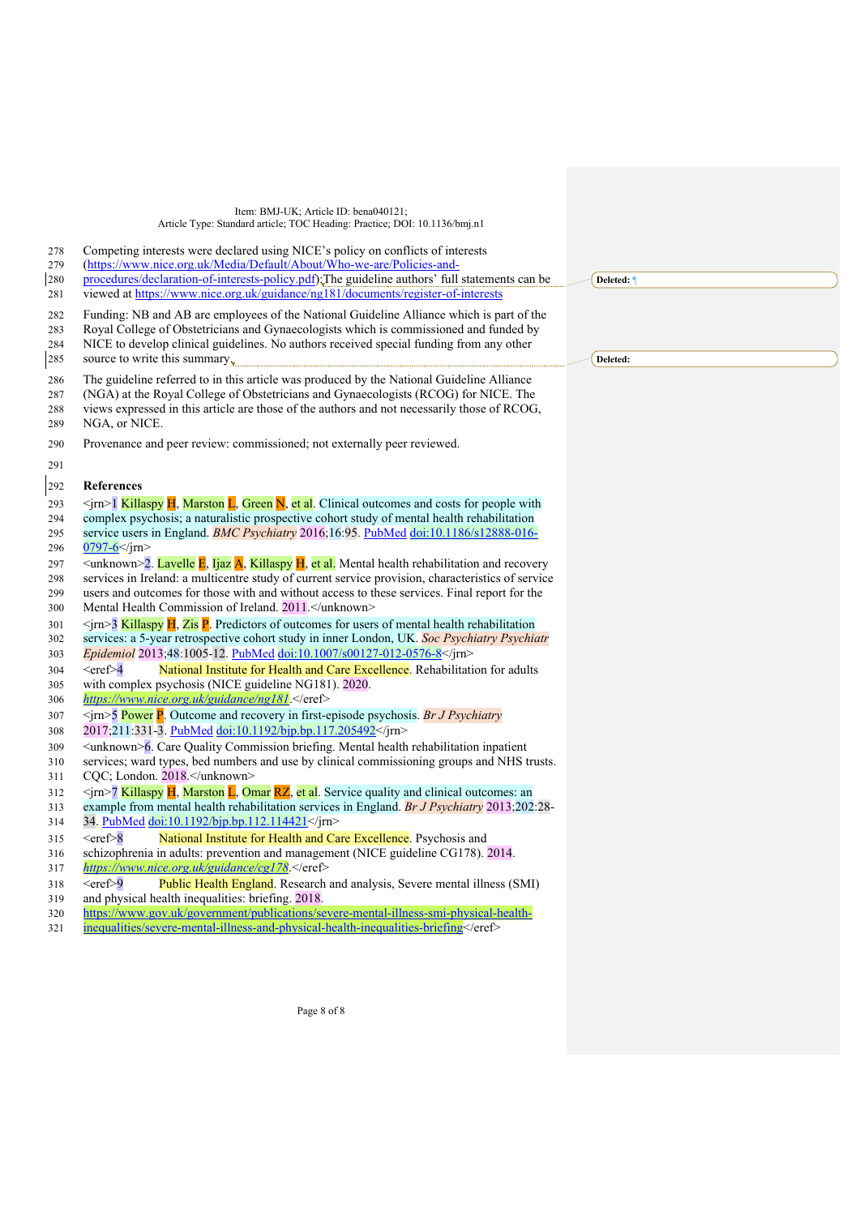Competing interests were declared using NICE's policy on conflicts of interests (https://www.nice.org.uk/Media/Default/About/Who-we-are/Policies-and-procedures/declaration-of-interests-policy.pdf). The guideline authors' full statements can be viewed at https://www.nice.org.uk/guidance/ng181/documents/register-of-interests

Funding: NB and AB are employees of the National Guideline Alliance which is part of the Royal College of Obstetricians and Gynaecologists which is commissioned and funded by NICE to develop clinical guidelines. No authors received special funding from any other source to write this summary.

The guideline referred to in this article was produced by the National Guideline Alliance (NGA) at the Royal College of Obstetricians and Gynaecologists (RCOG) for NICE. The views expressed in this article are those of the authors and not necessarily those of RCOG, NGA, or NICE.

Provenance and peer review: commissioned; not externally peer reviewed.

**References**

<jrn>1 Killaspy H, Marston L, Green N, et al. Clinical outcomes and costs for people with complex psychosis; a naturalistic prospective cohort study of mental health rehabilitation service users in England. *BMC Psychiatry* 2016;16:95. PubMed doi:10.1186/s12888-016-0797-6</jrn>

<unknown>2. Lavelle E, Ijaz A, Killaspy H, et al. Mental health rehabilitation and recovery services in Ireland: a multicentre study of current service provision, characteristics of service users and outcomes for those with and without access to these services. Final report for the Mental Health Commission of Ireland. 2011.</unknown>

<jrn>3 Killaspy H, Zis P. Predictors of outcomes for users of mental health rehabilitation services: a 5-year retrospective cohort study in inner London, UK. *Soc Psychiatry Psychiatr Epidemiol* 2013;48:1005-12. PubMed doi:10.1007/s00127-012-0576-8</jrn>

<eref>4 National Institute for Health and Care Excellence. Rehabilitation for adults with complex psychosis (NICE guideline NG181). 2020. *https://www.nice.org.uk/guidance/ng181*.</eref>

<jrn>5 Power P. Outcome and recovery in first-episode psychosis. *Br J Psychiatry* 2017;211:331-3. PubMed doi:10.1192/bjp.bp.117.205492</jrn>

<unknown>6. Care Quality Commission briefing. Mental health rehabilitation inpatient services; ward types, bed numbers and use by clinical commissioning groups and NHS trusts. CQC; London. 2018.</unknown>

<jrn>7 Killaspy H, Marston L, Omar RZ, et al. Service quality and clinical outcomes: an example from mental health rehabilitation services in England. *Br J Psychiatry* 2013;202:28-34. PubMed doi:10.1192/bjp.bp.112.114421</jrn>

<eref>8 National Institute for Health and Care Excellence. Psychosis and schizophrenia in adults: prevention and management (NICE guideline CG178). 2014. *https://www.nice.org.uk/guidance/cg178*.</eref>

<eref>9 Public Health England. Research and analysis, Severe mental illness (SMI) and physical health inequalities: briefing. 2018. https://www.gov.uk/government/publications/severe-mental-illness-smi-physical-health-inequalities/severe-mental-illness-and-physical-health-inequalities-briefing</eref>